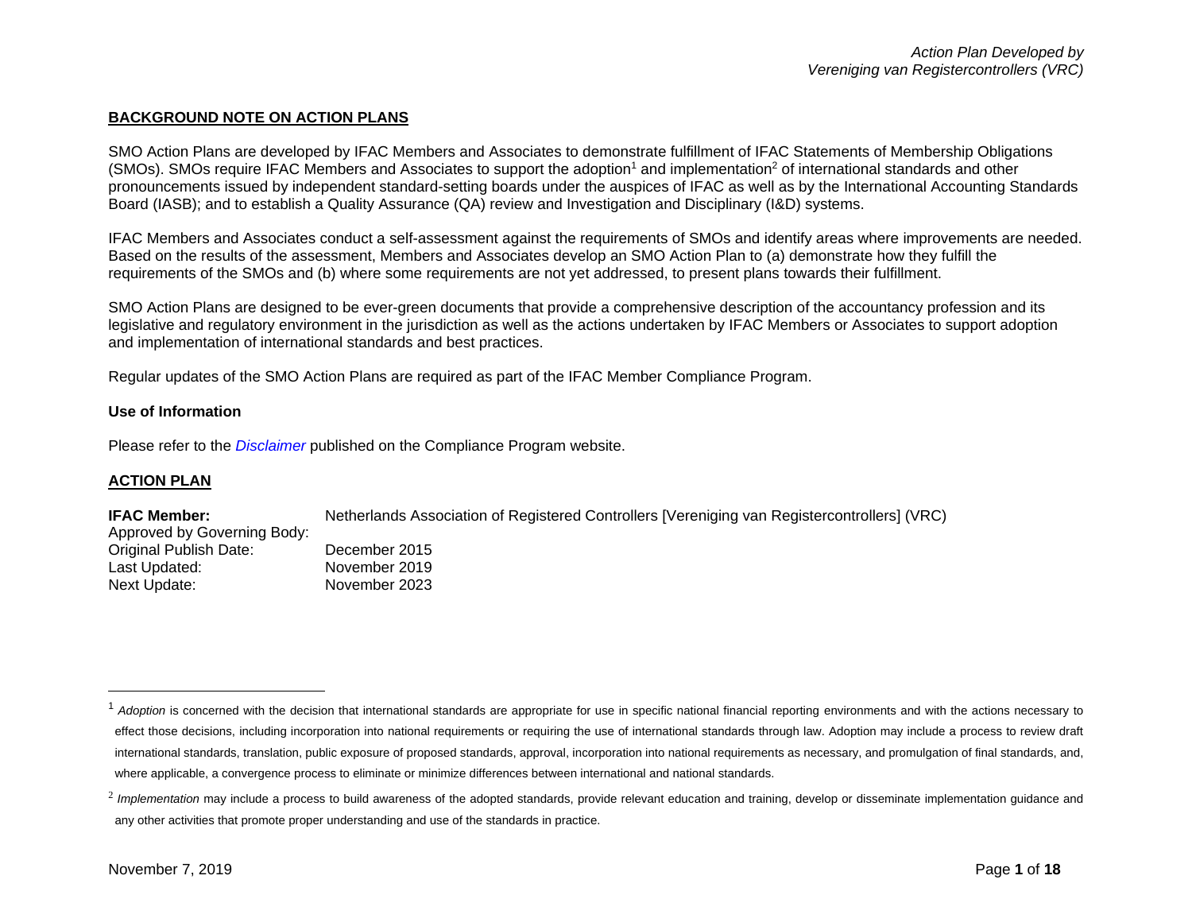## BACKGROUND NOTE ON ACTION PLANS

SMO Action Plans are developed by IFAC Members and Associates to demonstrate fulfillment of IFAC Statements of Membership Obligations (SMOs). SMOs require IFAC Members and Associates to support the adoption[1] and implementation[2] of international standards and other pronouncements issued by independent standard-setting boards under the auspices of IFAC as well as by the International Accounting Standards Board (IASB); and to establish a Quality Assurance (QA) review and Investigation and Disciplinary (I&D) systems.

IFAC Members and Associates conduct a self-assessment against the requirements of SMOs and identify areas where improvements are needed. Based on the results of the assessment, Members and Associates develop an SMO Action Plan to (a) demonstrate how they fulfill the requirements of the SMOs and (b) where some requirements are not yet addressed, to present plans towards their fulfillment.

SMO Action Plans are designed to be ever-green documents that provide a comprehensive description of the accountancy profession and its legislative and regulatory environment in the jurisdiction as well as the actions undertaken by IFAC Members or Associates to support adoption and implementation of international standards and best practices.

Regular updates of the SMO Action Plans are required as part of the IFAC Member Compliance Program.

### Use of Information

Please refer to the *Disclaimer* published on the Compliance Program website.

## ACTION PLAN

**IFAC Member:** Netherlands Association of Registered Controllers [Vereniging van Registercontrollers] (VRC)
Approved by Governing Body:
Original Publish Date: December 2015
Last Updated: November 2019
Next Update: November 2023

---

[1] *Adoption* is concerned with the decision that international standards are appropriate for use in specific national financial reporting environments and with the actions necessary to effect those decisions, including incorporation into national requirements or requiring the use of international standards through law. Adoption may include a process to review draft international standards, translation, public exposure of proposed standards, approval, incorporation into national requirements as necessary, and promulgation of final standards, and, where applicable, a convergence process to eliminate or minimize differences between international and national standards.

[2] *Implementation* may include a process to build awareness of the adopted standards, provide relevant education and training, develop or disseminate implementation guidance and any other activities that promote proper understanding and use of the standards in practice.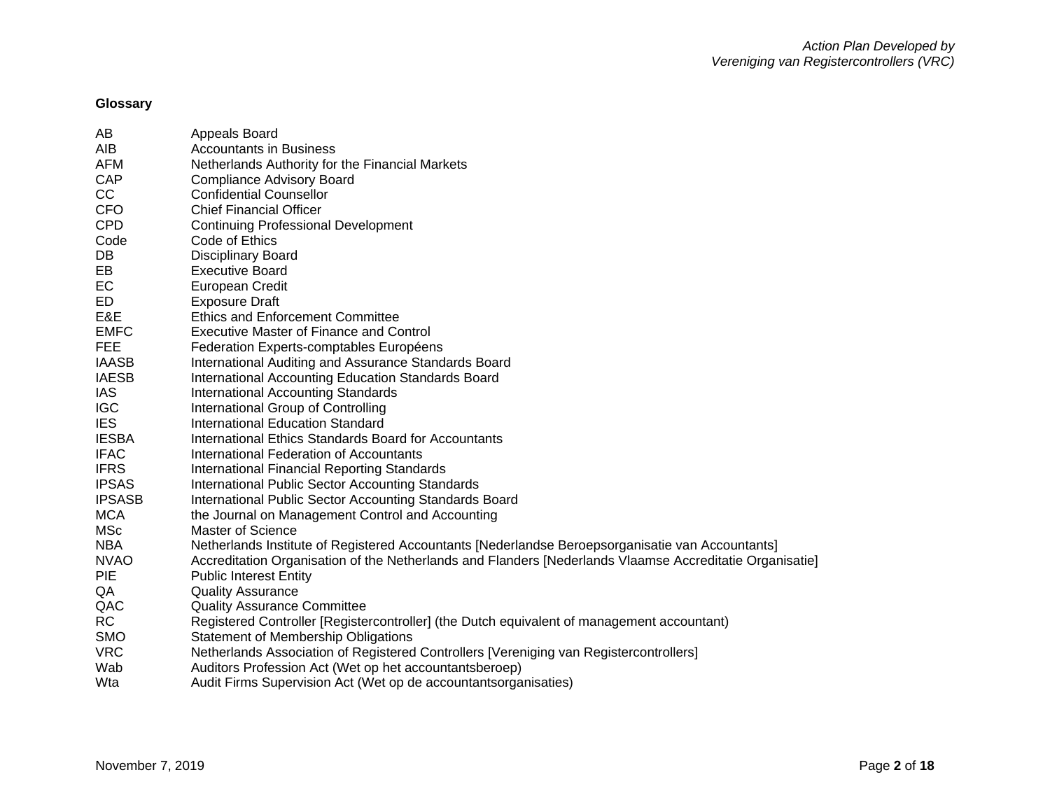**Glossary**

| | |
|---|---|
| AB | Appeals Board |
| AIB | Accountants in Business |
| AFM | Netherlands Authority for the Financial Markets |
| CAP | Compliance Advisory Board |
| CC | Confidential Counsellor |
| CFO | Chief Financial Officer |
| CPD | Continuing Professional Development |
| Code | Code of Ethics |
| DB | Disciplinary Board |
| EB | Executive Board |
| EC | European Credit |
| ED | Exposure Draft |
| E&E | Ethics and Enforcement Committee |
| EMFC | Executive Master of Finance and Control |
| FEE | Federation Experts-comptables Européens |
| IAASB | International Auditing and Assurance Standards Board |
| IAESB | International Accounting Education Standards Board |
| IAS | International Accounting Standards |
| IGC | International Group of Controlling |
| IES | International Education Standard |
| IESBA | International Ethics Standards Board for Accountants |
| IFAC | International Federation of Accountants |
| IFRS | International Financial Reporting Standards |
| IPSAS | International Public Sector Accounting Standards |
| IPSASB | International Public Sector Accounting Standards Board |
| MCA | the Journal on Management Control and Accounting |
| MSc | Master of Science |
| NBA | Netherlands Institute of Registered Accountants [Nederlandse Beroepsorganisatie van Accountants] |
| NVAO | Accreditation Organisation of the Netherlands and Flanders [Nederlands Vlaamse Accreditatie Organisatie] |
| PIE | Public Interest Entity |
| QA | Quality Assurance |
| QAC | Quality Assurance Committee |
| RC | Registered Controller [Registercontroller] (the Dutch equivalent of management accountant) |
| SMO | Statement of Membership Obligations |
| VRC | Netherlands Association of Registered Controllers [Vereniging van Registercontrollers] |
| Wab | Auditors Profession Act (Wet op het accountantsberoep) |
| Wta | Audit Firms Supervision Act (Wet op de accountantsorganisaties) |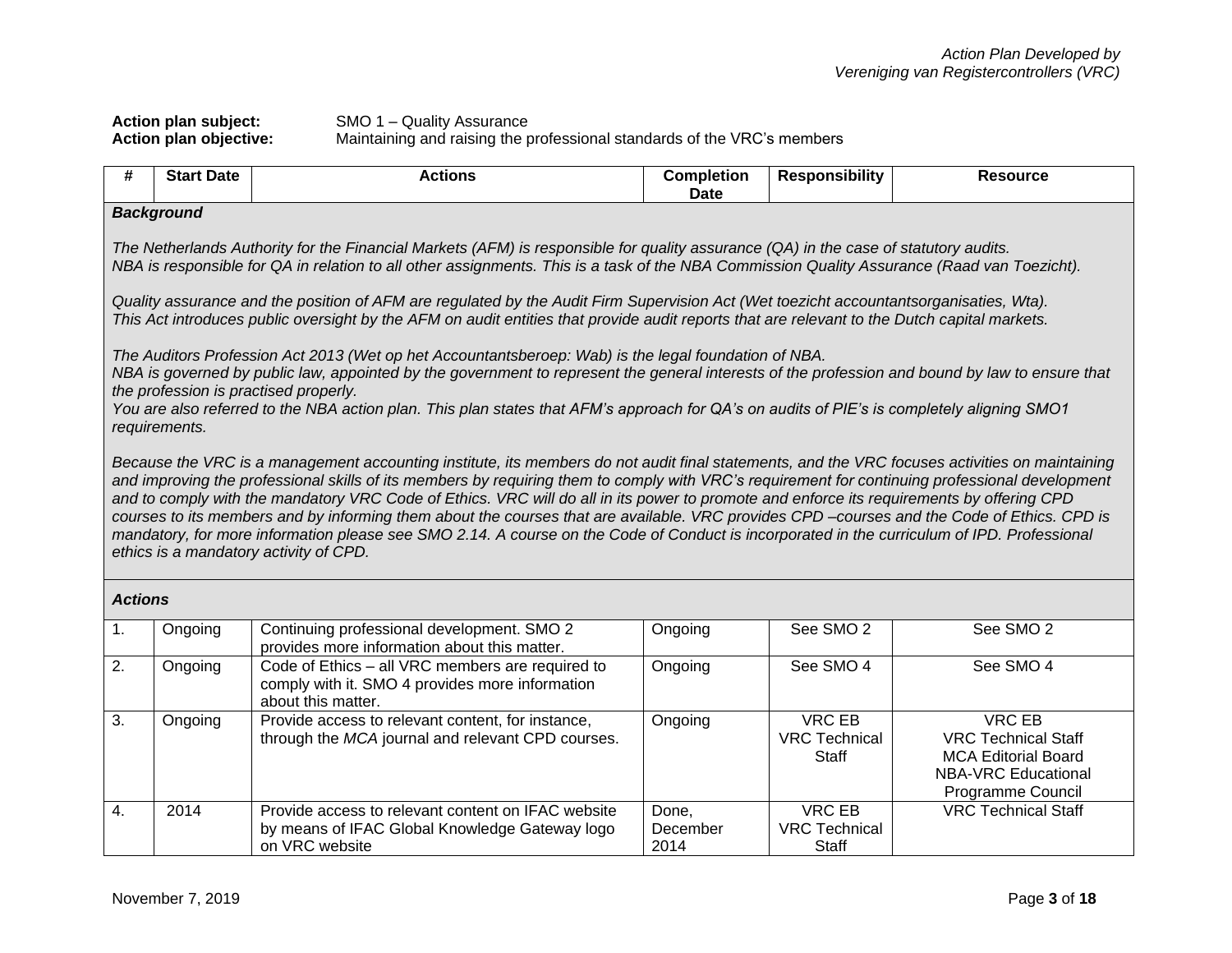Action Plan Developed by
Vereniging van Registercontrollers (VRC)

**Action plan subject:** SMO 1 – Quality Assurance
**Action plan objective:** Maintaining and raising the professional standards of the VRC's members

| # | Start Date | Actions | Completion Date | Responsibility | Resource |
|---|---|---|---|---|---|
| ***Background*** | | | | | |
| *The Netherlands Authority for the Financial Markets (AFM) is responsible for quality assurance (QA) in the case of statutory audits. NBA is responsible for QA in relation to all other assignments. This is a task of the NBA Commission Quality Assurance (Raad van Toezicht).<br><br>Quality assurance and the position of AFM are regulated by the Audit Firm Supervision Act (Wet toezicht accountantsorganisaties, Wta). This Act introduces public oversight by the AFM on audit entities that provide audit reports that are relevant to the Dutch capital markets.<br><br>The Auditors Profession Act 2013 (Wet op het Accountantsberoep: Wab) is the legal foundation of NBA. NBA is governed by public law, appointed by the government to represent the general interests of the profession and bound by law to ensure that the profession is practised properly. You are also referred to the NBA action plan. This plan states that AFM's approach for QA's on audits of PIE's is completely aligning SMO1 requirements.<br><br>Because the VRC is a management accounting institute, its members do not audit final statements, and the VRC focuses activities on maintaining and improving the professional skills of its members by requiring them to comply with VRC's requirement for continuing professional development and to comply with the mandatory VRC Code of Ethics. VRC will do all in its power to promote and enforce its requirements by offering CPD courses to its members and by informing them about the courses that are available. VRC provides CPD –courses and the Code of Ethics. CPD is mandatory, for more information please see SMO 2.14. A course on the Code of Conduct is incorporated in the curriculum of IPD. Professional ethics is a mandatory activity of CPD.* | | | | | |
| ***Actions*** | | | | | |
| 1. | Ongoing | Continuing professional development. SMO 2 provides more information about this matter. | Ongoing | See SMO 2 | See SMO 2 |
| 2. | Ongoing | Code of Ethics – all VRC members are required to comply with it. SMO 4 provides more information about this matter. | Ongoing | See SMO 4 | See SMO 4 |
| 3. | Ongoing | Provide access to relevant content, for instance, through the *MCA* journal and relevant CPD courses. | Ongoing | VRC EB<br>VRC Technical Staff | VRC EB<br>VRC Technical Staff<br>MCA Editorial Board<br>NBA-VRC Educational Programme Council |
| 4. | 2014 | Provide access to relevant content on IFAC website by means of IFAC Global Knowledge Gateway logo on VRC website | Done, December 2014 | VRC EB<br>VRC Technical Staff | VRC Technical Staff |

November 7, 2019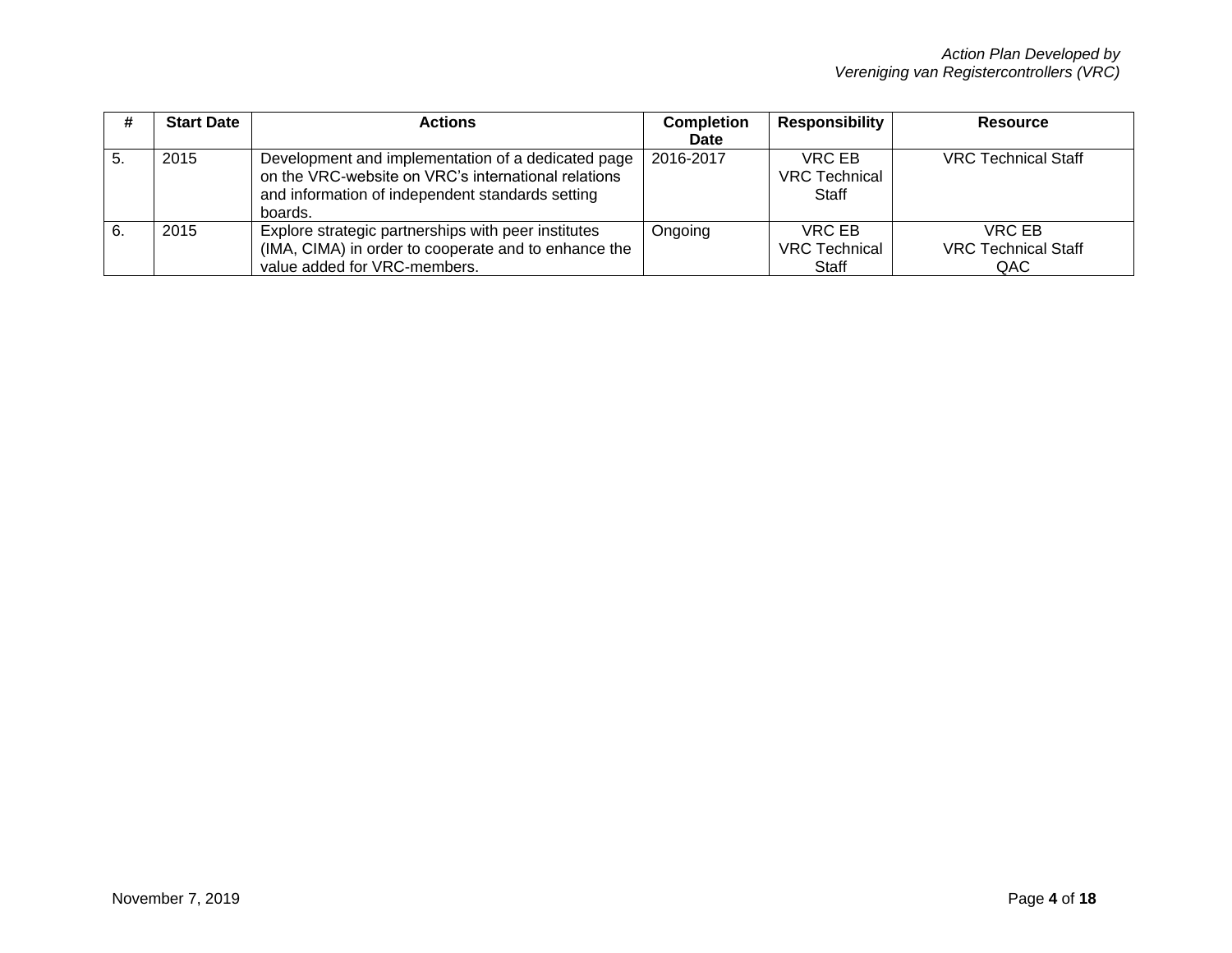| # | Start Date | Actions | Completion Date | Responsibility | Resource |
|---|---|---|---|---|---|
| 5. | 2015 | Development and implementation of a dedicated page on the VRC-website on VRC's international relations and information of independent standards setting boards. | 2016-2017 | VRC EB<br>VRC Technical Staff | VRC Technical Staff |
| 6. | 2015 | Explore strategic partnerships with peer institutes (IMA, CIMA) in order to cooperate and to enhance the value added for VRC-members. | Ongoing | VRC EB<br>VRC Technical Staff | VRC EB<br>VRC Technical Staff<br>QAC |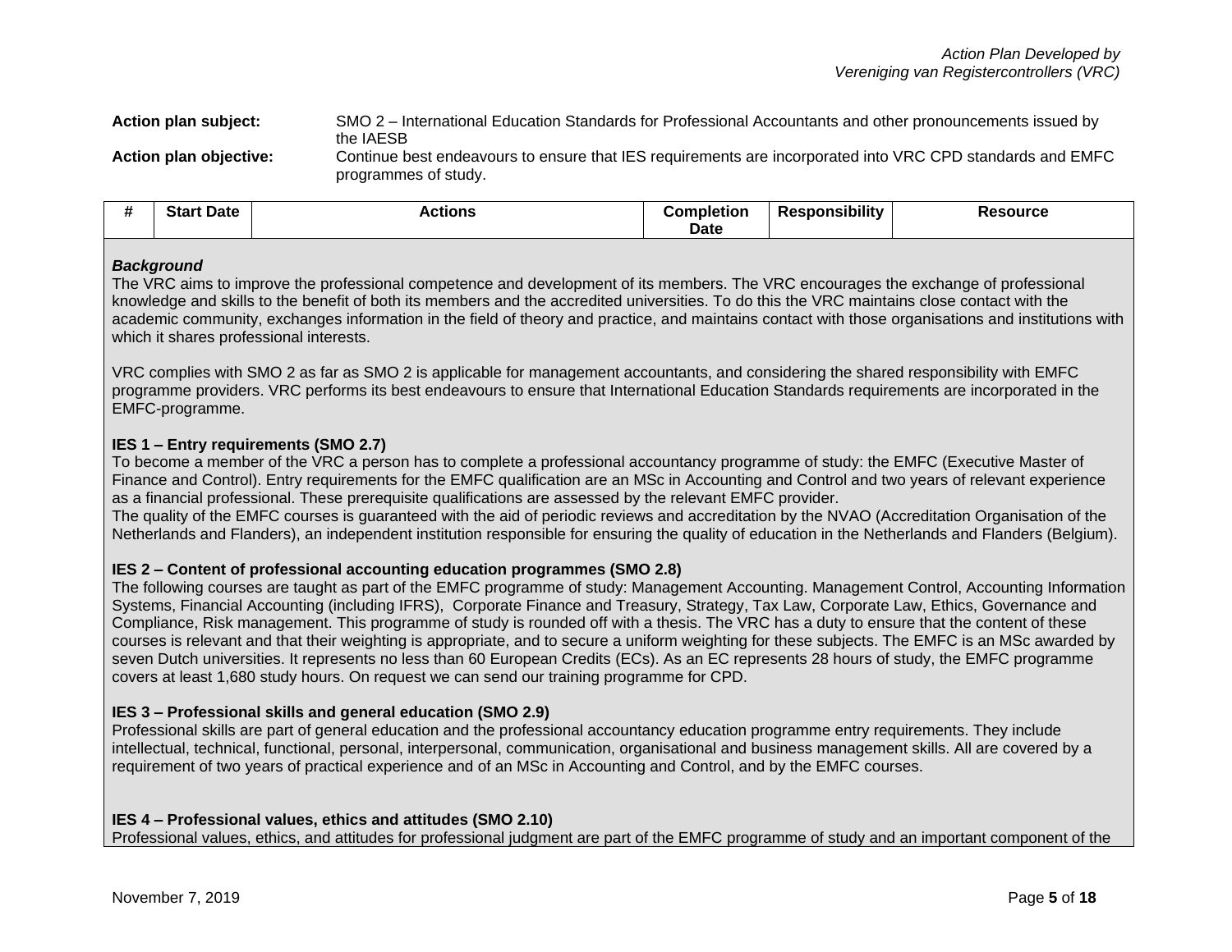*Action Plan Developed by*
*Vereniging van Registercontrollers (VRC)*

**Action plan subject:** SMO 2 – International Education Standards for Professional Accountants and other pronouncements issued by the IAESB

**Action plan objective:** Continue best endeavours to ensure that IES requirements are incorporated into VRC CPD standards and EMFC programmes of study.

| # | Start Date | Actions | Completion Date | Responsibility | Resource |
|---|---|---|---|---|---|

***Background***

The VRC aims to improve the professional competence and development of its members. The VRC encourages the exchange of professional knowledge and skills to the benefit of both its members and the accredited universities. To do this the VRC maintains close contact with the academic community, exchanges information in the field of theory and practice, and maintains contact with those organisations and institutions with which it shares professional interests.

VRC complies with SMO 2 as far as SMO 2 is applicable for management accountants, and considering the shared responsibility with EMFC programme providers. VRC performs its best endeavours to ensure that International Education Standards requirements are incorporated in the EMFC-programme.

**IES 1 – Entry requirements (SMO 2.7)**

To become a member of the VRC a person has to complete a professional accountancy programme of study: the EMFC (Executive Master of Finance and Control). Entry requirements for the EMFC qualification are an MSc in Accounting and Control and two years of relevant experience as a financial professional. These prerequisite qualifications are assessed by the relevant EMFC provider.
The quality of the EMFC courses is guaranteed with the aid of periodic reviews and accreditation by the NVAO (Accreditation Organisation of the Netherlands and Flanders), an independent institution responsible for ensuring the quality of education in the Netherlands and Flanders (Belgium).

**IES 2 – Content of professional accounting education programmes (SMO 2.8)**

The following courses are taught as part of the EMFC programme of study: Management Accounting. Management Control, Accounting Information Systems, Financial Accounting (including IFRS), Corporate Finance and Treasury, Strategy, Tax Law, Corporate Law, Ethics, Governance and Compliance, Risk management. This programme of study is rounded off with a thesis. The VRC has a duty to ensure that the content of these courses is relevant and that their weighting is appropriate, and to secure a uniform weighting for these subjects. The EMFC is an MSc awarded by seven Dutch universities. It represents no less than 60 European Credits (ECs). As an EC represents 28 hours of study, the EMFC programme covers at least 1,680 study hours. On request we can send our training programme for CPD.

**IES 3 – Professional skills and general education (SMO 2.9)**

Professional skills are part of general education and the professional accountancy education programme entry requirements. They include intellectual, technical, functional, personal, interpersonal, communication, organisational and business management skills. All are covered by a requirement of two years of practical experience and of an MSc in Accounting and Control, and by the EMFC courses.

**IES 4 – Professional values, ethics and attitudes (SMO 2.10)**

Professional values, ethics, and attitudes for professional judgment are part of the EMFC programme of study and an important component of the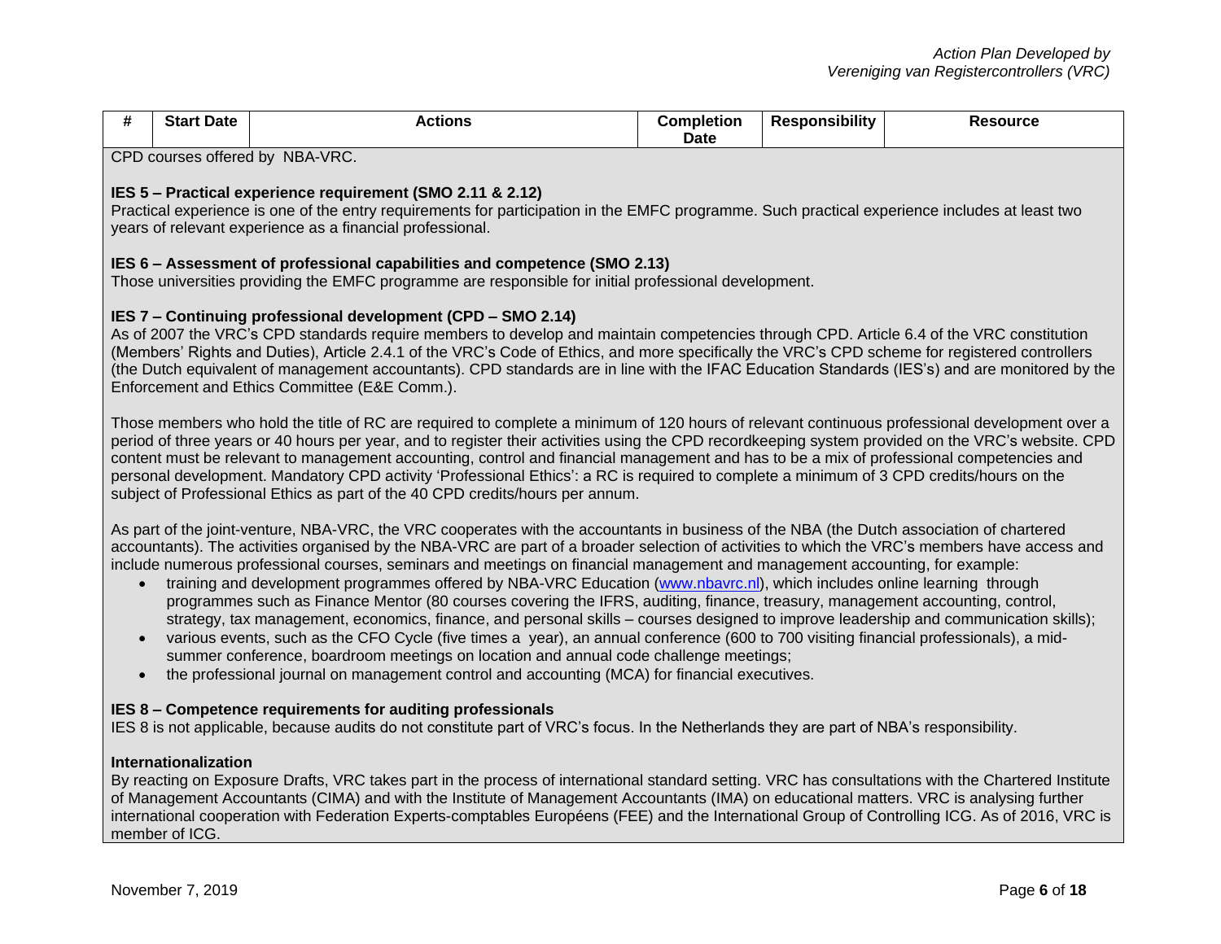| # | Start Date | Actions | Completion Date | Responsibility | Resource |
|---|---|---|---|---|---|

CPD courses offered by NBA-VRC.

**IES 5 – Practical experience requirement (SMO 2.11 & 2.12)**
Practical experience is one of the entry requirements for participation in the EMFC programme. Such practical experience includes at least two years of relevant experience as a financial professional.

**IES 6 – Assessment of professional capabilities and competence (SMO 2.13)**
Those universities providing the EMFC programme are responsible for initial professional development.

**IES 7 – Continuing professional development (CPD – SMO 2.14)**
As of 2007 the VRC's CPD standards require members to develop and maintain competencies through CPD. Article 6.4 of the VRC constitution (Members' Rights and Duties), Article 2.4.1 of the VRC's Code of Ethics, and more specifically the VRC's CPD scheme for registered controllers (the Dutch equivalent of management accountants). CPD standards are in line with the IFAC Education Standards (IES's) and are monitored by the Enforcement and Ethics Committee (E&E Comm.).

Those members who hold the title of RC are required to complete a minimum of 120 hours of relevant continuous professional development over a period of three years or 40 hours per year, and to register their activities using the CPD recordkeeping system provided on the VRC's website. CPD content must be relevant to management accounting, control and financial management and has to be a mix of professional competencies and personal development. Mandatory CPD activity 'Professional Ethics': a RC is required to complete a minimum of 3 CPD credits/hours on the subject of Professional Ethics as part of the 40 CPD credits/hours per annum.

As part of the joint-venture, NBA-VRC, the VRC cooperates with the accountants in business of the NBA (the Dutch association of chartered accountants). The activities organised by the NBA-VRC are part of a broader selection of activities to which the VRC's members have access and include numerous professional courses, seminars and meetings on financial management and management accounting, for example:

- training and development programmes offered by NBA-VRC Education (www.nbavrc.nl), which includes online learning through programmes such as Finance Mentor (80 courses covering the IFRS, auditing, finance, treasury, management accounting, control, strategy, tax management, economics, finance, and personal skills – courses designed to improve leadership and communication skills);
- various events, such as the CFO Cycle (five times a year), an annual conference (600 to 700 visiting financial professionals), a mid-summer conference, boardroom meetings on location and annual code challenge meetings;
- the professional journal on management control and accounting (MCA) for financial executives.

**IES 8 – Competence requirements for auditing professionals**
IES 8 is not applicable, because audits do not constitute part of VRC's focus. In the Netherlands they are part of NBA's responsibility.

**Internationalization**
By reacting on Exposure Drafts, VRC takes part in the process of international standard setting. VRC has consultations with the Chartered Institute of Management Accountants (CIMA) and with the Institute of Management Accountants (IMA) on educational matters. VRC is analysing further international cooperation with Federation Experts-comptables Européens (FEE) and the International Group of Controlling ICG. As of 2016, VRC is member of ICG.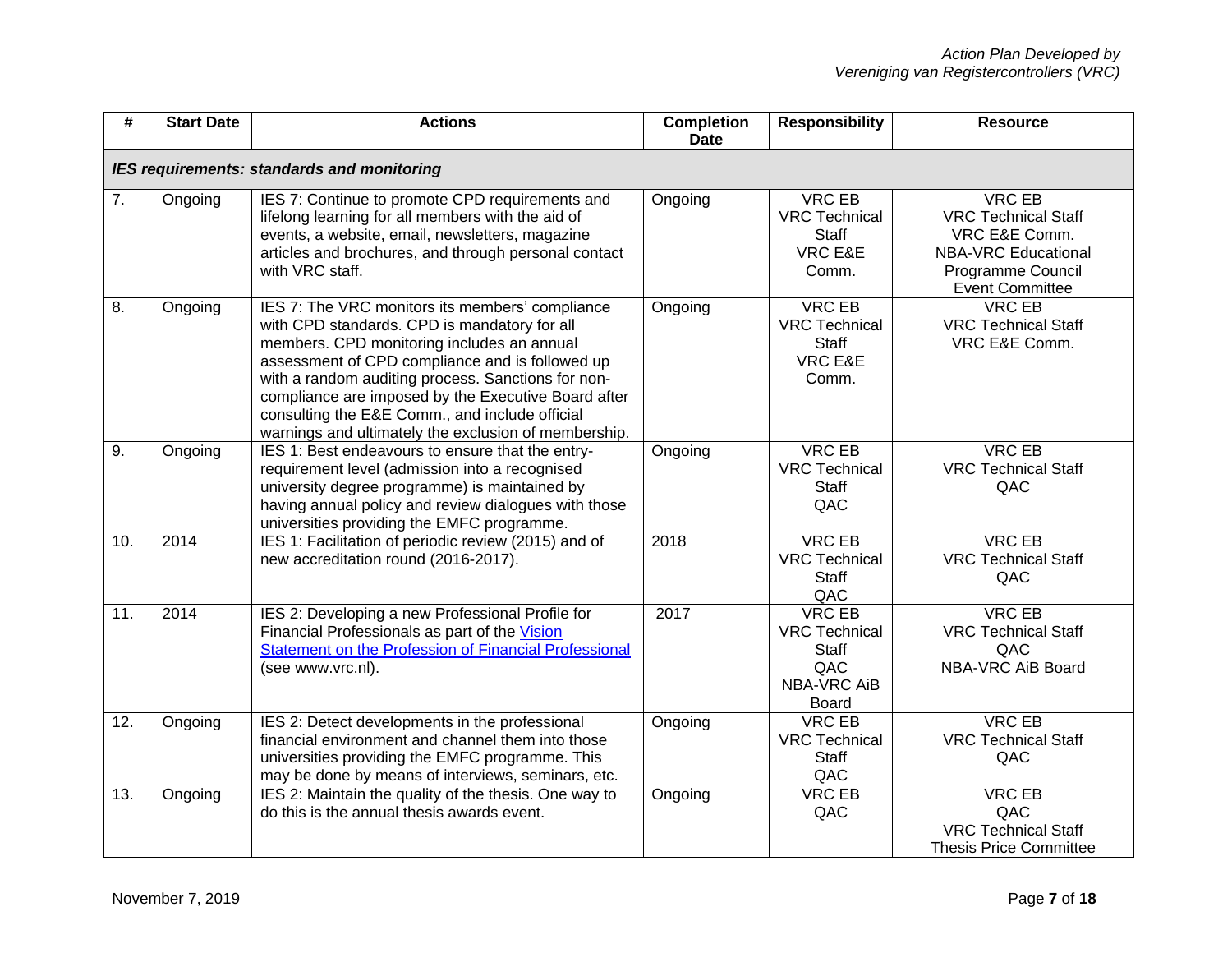| # | Start Date | Actions | Completion Date | Responsibility | Resource |
|---|---|---|---|---|---|
| ***IES requirements: standards and monitoring*** | | | | | |
| 7. | Ongoing | IES 7: Continue to promote CPD requirements and lifelong learning for all members with the aid of events, a website, email, newsletters, magazine articles and brochures, and through personal contact with VRC staff. | Ongoing | VRC EB<br>VRC Technical Staff<br>VRC E&E Comm. | VRC EB<br>VRC Technical Staff<br>VRC E&E Comm.<br>NBA-VRC Educational Programme Council<br>Event Committee |
| 8. | Ongoing | IES 7: The VRC monitors its members' compliance with CPD standards. CPD is mandatory for all members. CPD monitoring includes an annual assessment of CPD compliance and is followed up with a random auditing process. Sanctions for non-compliance are imposed by the Executive Board after consulting the E&E Comm., and include official warnings and ultimately the exclusion of membership. | Ongoing | VRC EB<br>VRC Technical Staff<br>VRC E&E Comm. | VRC EB<br>VRC Technical Staff<br>VRC E&E Comm. |
| 9. | Ongoing | IES 1: Best endeavours to ensure that the entry-requirement level (admission into a recognised university degree programme) is maintained by having annual policy and review dialogues with those universities providing the EMFC programme. | Ongoing | VRC EB<br>VRC Technical Staff<br>QAC | VRC EB<br>VRC Technical Staff<br>QAC |
| 10. | 2014 | IES 1: Facilitation of periodic review (2015) and of new accreditation round (2016-2017). | 2018 | VRC EB<br>VRC Technical Staff<br>QAC | VRC EB<br>VRC Technical Staff<br>QAC |
| 11. | 2014 | IES 2: Developing a new Professional Profile for Financial Professionals as part of the [Vision Statement on the Profession of Financial Professional](www.vrc.nl) (see www.vrc.nl). | 2017 | VRC EB<br>VRC Technical Staff<br>QAC<br>NBA-VRC AiB Board | VRC EB<br>VRC Technical Staff<br>QAC<br>NBA-VRC AiB Board |
| 12. | Ongoing | IES 2: Detect developments in the professional financial environment and channel them into those universities providing the EMFC programme. This may be done by means of interviews, seminars, etc. | Ongoing | VRC EB<br>VRC Technical Staff<br>QAC | VRC EB<br>VRC Technical Staff<br>QAC |
| 13. | Ongoing | IES 2: Maintain the quality of the thesis. One way to do this is the annual thesis awards event. | Ongoing | VRC EB<br>QAC | VRC EB<br>QAC<br>VRC Technical Staff<br>Thesis Price Committee |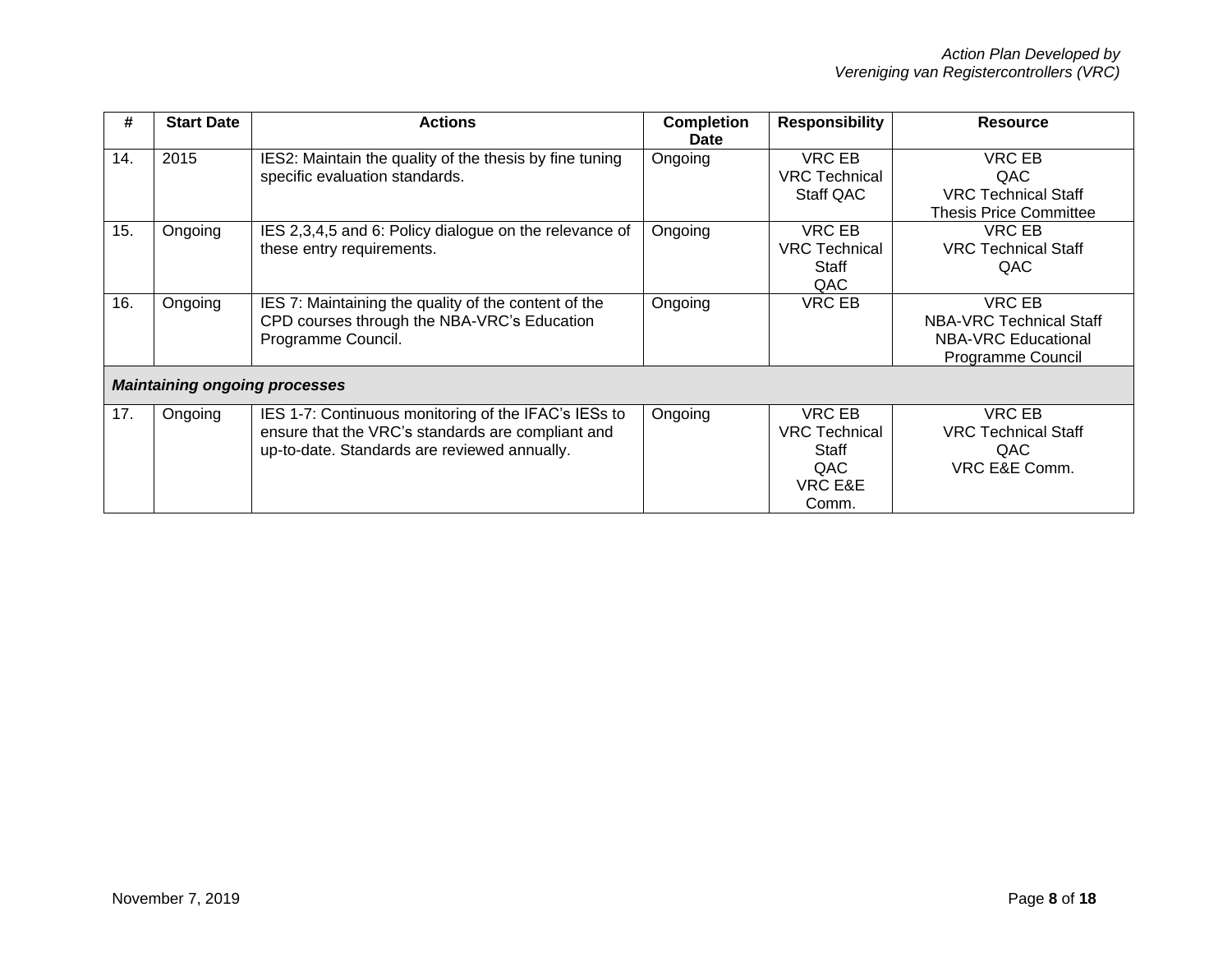| # | Start Date | Actions | Completion Date | Responsibility | Resource |
|---|---|---|---|---|---|
| 14. | 2015 | IES2: Maintain the quality of the thesis by fine tuning specific evaluation standards. | Ongoing | VRC EB<br>VRC Technical Staff QAC | VRC EB<br>QAC<br>VRC Technical Staff<br>Thesis Price Committee |
| 15. | Ongoing | IES 2,3,4,5 and 6: Policy dialogue on the relevance of these entry requirements. | Ongoing | VRC EB<br>VRC Technical Staff<br>QAC | VRC EB<br>VRC Technical Staff<br>QAC |
| 16. | Ongoing | IES 7: Maintaining the quality of the content of the CPD courses through the NBA-VRC's Education Programme Council. | Ongoing | VRC EB | VRC EB<br>NBA-VRC Technical Staff<br>NBA-VRC Educational Programme Council |
| ***Maintaining ongoing processes*** | | | | | |
| 17. | Ongoing | IES 1-7: Continuous monitoring of the IFAC's IESs to ensure that the VRC's standards are compliant and up-to-date. Standards are reviewed annually. | Ongoing | VRC EB<br>VRC Technical Staff<br>QAC<br>VRC E&E Comm. | VRC EB<br>VRC Technical Staff<br>QAC<br>VRC E&E Comm. |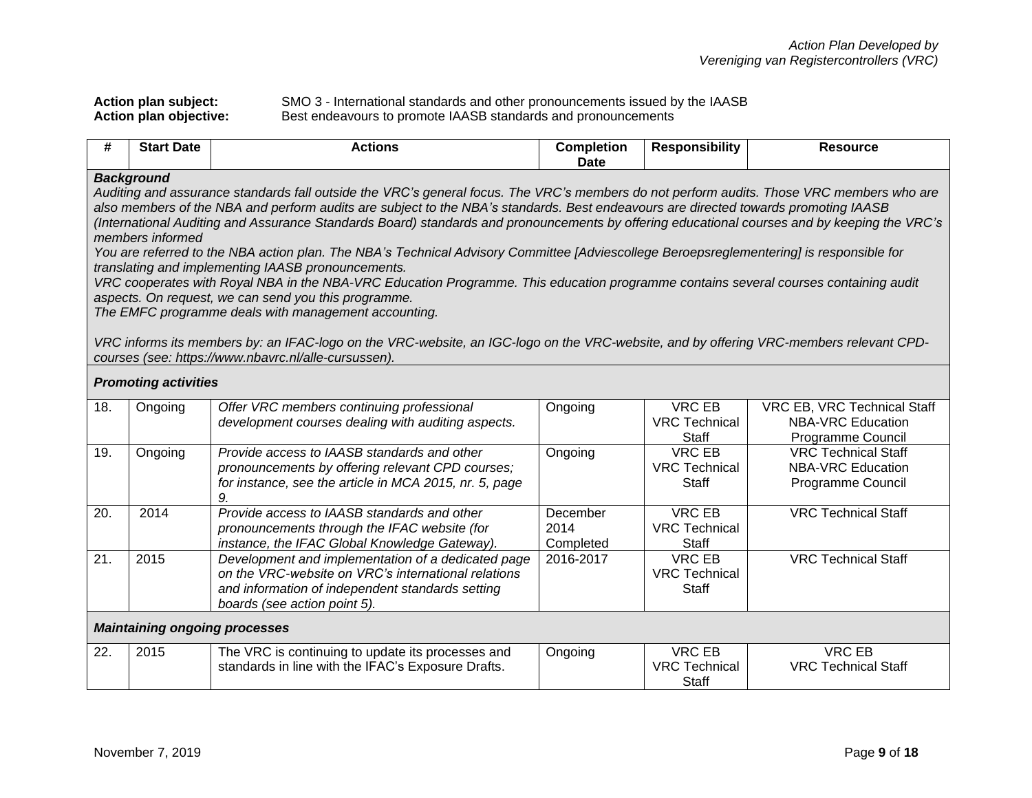Action Plan Developed by
Vereniging van Registercontrollers (VRC)

**Action plan subject:** SMO 3 - International standards and other pronouncements issued by the IAASB
**Action plan objective:** Best endeavours to promote IAASB standards and pronouncements

| # | Start Date | Actions | Completion Date | Responsibility | Resource |
|---|---|---|---|---|---|
| ***Background*** *Auditing and assurance standards fall outside the VRC's general focus. The VRC's members do not perform audits. Those VRC members who are also members of the NBA and perform audits are subject to the NBA's standards. Best endeavours are directed towards promoting IAASB (International Auditing and Assurance Standards Board) standards and pronouncements by offering educational courses and by keeping the VRC's members informed* *You are referred to the NBA action plan. The NBA's Technical Advisory Committee [Adviescollege Beroepsreglementering] is responsible for translating and implementing IAASB pronouncements.* *VRC cooperates with Royal NBA in the NBA-VRC Education Programme. This education programme contains several courses containing audit aspects. On request, we can send you this programme.* *The EMFC programme deals with management accounting.* *VRC informs its members by: an IFAC-logo on the VRC-website, an IGC-logo on the VRC-website, and by offering VRC-members relevant CPD-courses (see: https://www.nbavrc.nl/alle-cursussen).* | | | | | |
| ***Promoting activities*** | | | | | |
| 18. | Ongoing | *Offer VRC members continuing professional development courses dealing with auditing aspects.* | Ongoing | VRC EB VRC Technical Staff | VRC EB, VRC Technical Staff NBA-VRC Education Programme Council |
| 19. | Ongoing | *Provide access to IAASB standards and other pronouncements by offering relevant CPD courses; for instance, see the article in MCA 2015, nr. 5, page 9.* | Ongoing | VRC EB VRC Technical Staff | VRC Technical Staff NBA-VRC Education Programme Council |
| 20. | 2014 | *Provide access to IAASB standards and other pronouncements through the IFAC website (for instance, the IFAC Global Knowledge Gateway).* | December 2014 Completed | VRC EB VRC Technical Staff | VRC Technical Staff |
| 21. | 2015 | *Development and implementation of a dedicated page on the VRC-website on VRC's international relations and information of independent standards setting boards (see action point 5).* | 2016-2017 | VRC EB VRC Technical Staff | VRC Technical Staff |
| ***Maintaining ongoing processes*** | | | | | |
| 22. | 2015 | The VRC is continuing to update its processes and standards in line with the IFAC's Exposure Drafts. | Ongoing | VRC EB VRC Technical Staff | VRC EB VRC Technical Staff |

November 7, 2019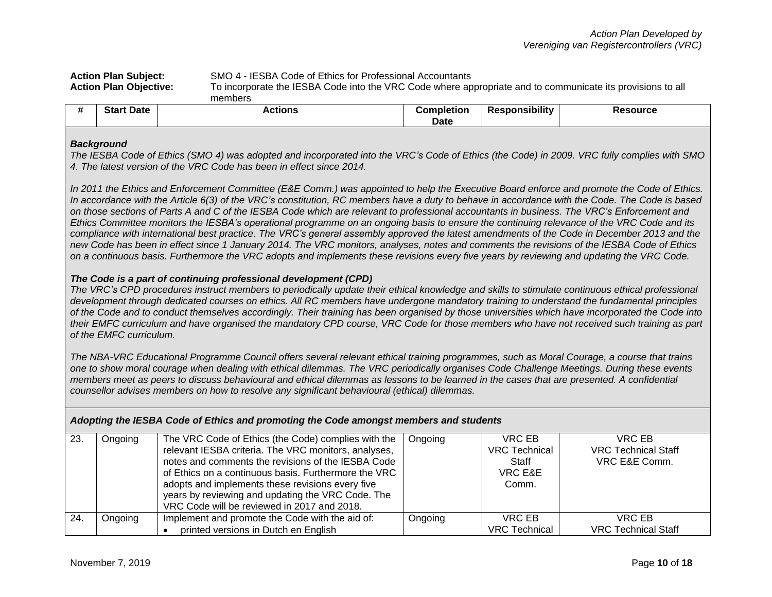*Action Plan Developed by*
*Vereniging van Registercontrollers (VRC)*

**Action Plan Subject:** SMO 4 - IESBA Code of Ethics for Professional Accountants
**Action Plan Objective:** To incorporate the IESBA Code into the VRC Code where appropriate and to communicate its provisions to all members

| # | Start Date | Actions | Completion Date | Responsibility | Resource |
|---|---|---|---|---|---|

***Background***

*The IESBA Code of Ethics (SMO 4) was adopted and incorporated into the VRC's Code of Ethics (the Code) in 2009. VRC fully complies with SMO 4. The latest version of the VRC Code has been in effect since 2014.*

*In 2011 the Ethics and Enforcement Committee (E&E Comm.) was appointed to help the Executive Board enforce and promote the Code of Ethics. In accordance with the Article 6(3) of the VRC's constitution, RC members have a duty to behave in accordance with the Code. The Code is based on those sections of Parts A and C of the IESBA Code which are relevant to professional accountants in business. The VRC's Enforcement and Ethics Committee monitors the IESBA's operational programme on an ongoing basis to ensure the continuing relevance of the VRC Code and its compliance with international best practice. The VRC's general assembly approved the latest amendments of the Code in December 2013 and the new Code has been in effect since 1 January 2014. The VRC monitors, analyses, notes and comments the revisions of the IESBA Code of Ethics on a continuous basis. Furthermore the VRC adopts and implements these revisions every five years by reviewing and updating the VRC Code.*

***The Code is a part of continuing professional development (CPD)***

*The VRC's CPD procedures instruct members to periodically update their ethical knowledge and skills to stimulate continuous ethical professional development through dedicated courses on ethics. All RC members have undergone mandatory training to understand the fundamental principles of the Code and to conduct themselves accordingly. Their training has been organised by those universities which have incorporated the Code into their EMFC curriculum and have organised the mandatory CPD course, VRC Code for those members who have not received such training as part of the EMFC curriculum.*

*The NBA-VRC Educational Programme Council offers several relevant ethical training programmes, such as Moral Courage, a course that trains one to show moral courage when dealing with ethical dilemmas. The VRC periodically organises Code Challenge Meetings. During these events members meet as peers to discuss behavioural and ethical dilemmas as lessons to be learned in the cases that are presented. A confidential counsellor advises members on how to resolve any significant behavioural (ethical) dilemmas.*

***Adopting the IESBA Code of Ethics and promoting the Code amongst members and students***

| # | Start Date | Actions | Completion Date | Responsibility | Resource |
|---|---|---|---|---|---|
| 23. | Ongoing | The VRC Code of Ethics (the Code) complies with the relevant IESBA criteria. The VRC monitors, analyses, notes and comments the revisions of the IESBA Code of Ethics on a continuous basis. Furthermore the VRC adopts and implements these revisions every five years by reviewing and updating the VRC Code. The VRC Code will be reviewed in 2017 and 2018. | Ongoing | VRC EB<br>VRC Technical Staff<br>VRC E&E Comm. | VRC EB<br>VRC Technical Staff<br>VRC E&E Comm. |
| 24. | Ongoing | Implement and promote the Code with the aid of:<br>• printed versions in Dutch en English | Ongoing | VRC EB<br>VRC Technical | VRC EB<br>VRC Technical Staff |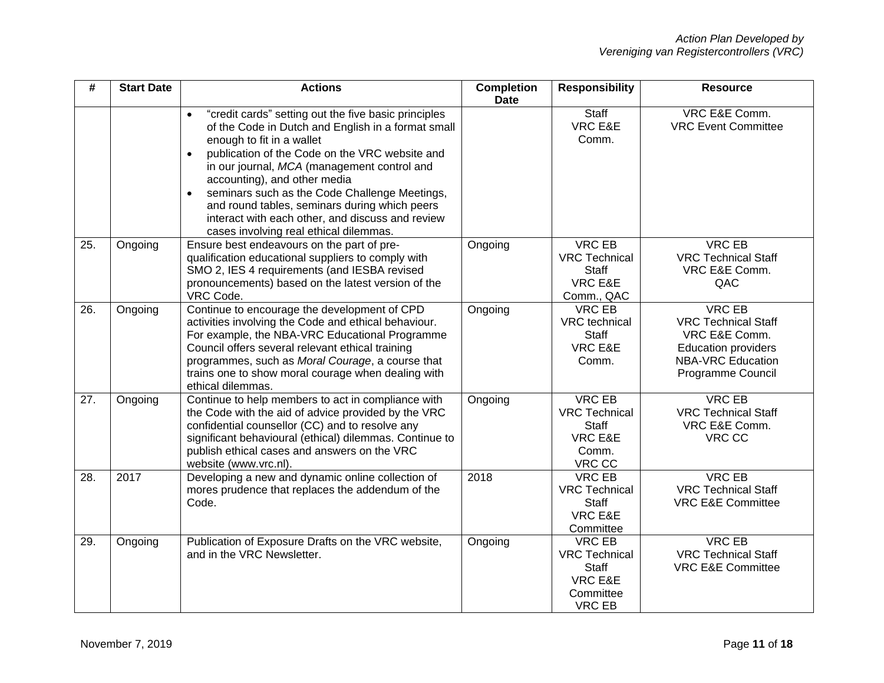| # | Start Date | Actions | Completion Date | Responsibility | Resource |
|---|---|---|---|---|---|
| | | • "credit cards" setting out the five basic principles of the Code in Dutch and English in a format small enough to fit in a wallet<br>• publication of the Code on the VRC website and in our journal, *MCA* (management control and accounting), and other media<br>• seminars such as the Code Challenge Meetings, and round tables, seminars during which peers interact with each other, and discuss and review cases involving real ethical dilemmas. | | Staff<br>VRC E&E Comm. | VRC E&E Comm.<br>VRC Event Committee |
| 25. | Ongoing | Ensure best endeavours on the part of pre-qualification educational suppliers to comply with SMO 2, IES 4 requirements (and IESBA revised pronouncements) based on the latest version of the VRC Code. | Ongoing | VRC EB<br>VRC Technical Staff<br>VRC E&E Comm., QAC | VRC EB<br>VRC Technical Staff<br>VRC E&E Comm.<br>QAC |
| 26. | Ongoing | Continue to encourage the development of CPD activities involving the Code and ethical behaviour. For example, the NBA-VRC Educational Programme Council offers several relevant ethical training programmes, such as *Moral Courage*, a course that trains one to show moral courage when dealing with ethical dilemmas. | Ongoing | VRC EB<br>VRC technical Staff<br>VRC E&E Comm. | VRC EB<br>VRC Technical Staff<br>VRC E&E Comm.<br>Education providers<br>NBA-VRC Education Programme Council |
| 27. | Ongoing | Continue to help members to act in compliance with the Code with the aid of advice provided by the VRC confidential counsellor (CC) and to resolve any significant behavioural (ethical) dilemmas. Continue to publish ethical cases and answers on the VRC website (www.vrc.nl). | Ongoing | VRC EB<br>VRC Technical Staff<br>VRC E&E Comm.<br>VRC CC | VRC EB<br>VRC Technical Staff<br>VRC E&E Comm.<br>VRC CC |
| 28. | 2017 | Developing a new and dynamic online collection of mores prudence that replaces the addendum of the Code. | 2018 | VRC EB<br>VRC Technical Staff<br>VRC E&E Committee | VRC EB<br>VRC Technical Staff<br>VRC E&E Committee |
| 29. | Ongoing | Publication of Exposure Drafts on the VRC website, and in the VRC Newsletter. | Ongoing | VRC EB<br>VRC Technical Staff<br>VRC E&E Committee<br>VRC EB | VRC EB<br>VRC Technical Staff<br>VRC E&E Committee |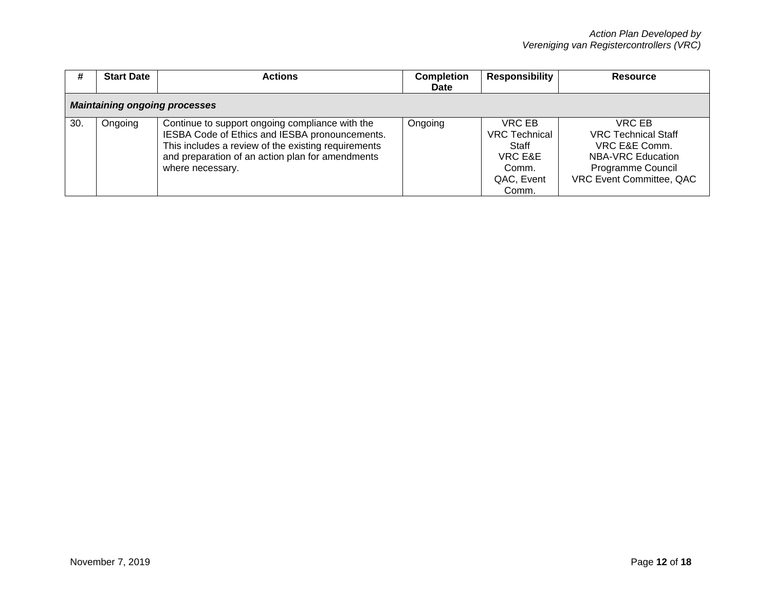| # | Start Date | Actions | Completion Date | Responsibility | Resource |
|---|---|---|---|---|---|
| ***Maintaining ongoing processes*** | | | | | |
| 30. | Ongoing | Continue to support ongoing compliance with the IESBA Code of Ethics and IESBA pronouncements. This includes a review of the existing requirements and preparation of an action plan for amendments where necessary. | Ongoing | VRC EB<br>VRC Technical Staff<br>VRC E&E Comm.<br>QAC, Event Comm. | VRC EB<br>VRC Technical Staff<br>VRC E&E Comm.<br>NBA-VRC Education Programme Council<br>VRC Event Committee, QAC |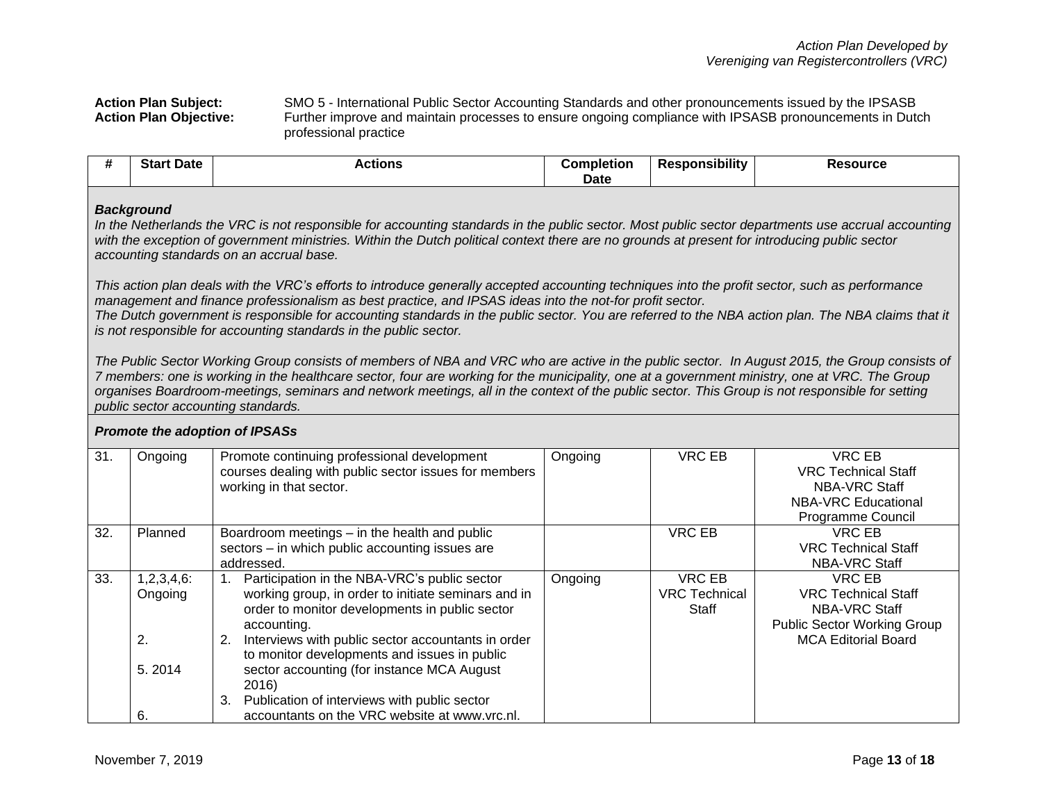*Action Plan Developed by*
*Vereniging van Registercontrollers (VRC)*

**Action Plan Subject:** SMO 5 - International Public Sector Accounting Standards and other pronouncements issued by the IPSASB

**Action Plan Objective:** Further improve and maintain processes to ensure ongoing compliance with IPSASB pronouncements in Dutch professional practice

| # | Start Date | Actions | Completion Date | Responsibility | Resource |
|---|---|---|---|---|---|
| ***Background***<br>*In the Netherlands the VRC is not responsible for accounting standards in the public sector. Most public sector departments use accrual accounting with the exception of government ministries. Within the Dutch political context there are no grounds at present for introducing public sector accounting standards on an accrual base.*<br><br>*This action plan deals with the VRC's efforts to introduce generally accepted accounting techniques into the profit sector, such as performance management and finance professionalism as best practice, and IPSAS ideas into the not-for profit sector.*<br>*The Dutch government is responsible for accounting standards in the public sector. You are referred to the NBA action plan. The NBA claims that it is not responsible for accounting standards in the public sector.*<br><br>*The Public Sector Working Group consists of members of NBA and VRC who are active in the public sector. In August 2015, the Group consists of 7 members: one is working in the healthcare sector, four are working for the municipality, one at a government ministry, one at VRC. The Group organises Boardroom-meetings, seminars and network meetings, all in the context of the public sector. This Group is not responsible for setting public sector accounting standards.* | | | | | |
| ***Promote the adoption of IPSASs*** | | | | | |
| 31. | Ongoing | Promote continuing professional development courses dealing with public sector issues for members working in that sector. | Ongoing | VRC EB | VRC EB<br>VRC Technical Staff<br>NBA-VRC Staff<br>NBA-VRC Educational Programme Council |
| 32. | Planned | Boardroom meetings – in the health and public sectors – in which public accounting issues are addressed. | | VRC EB | VRC EB<br>VRC Technical Staff<br>NBA-VRC Staff |
| 33. | 1,2,3,4,6: Ongoing<br><br>2.<br><br>5. 2014<br><br>6. | 1. Participation in the NBA-VRC's public sector working group, in order to initiate seminars and in order to monitor developments in public sector accounting.<br>2. Interviews with public sector accountants in order to monitor developments and issues in public sector accounting (for instance MCA August 2016)<br>3. Publication of interviews with public sector accountants on the VRC website at www.vrc.nl. | Ongoing | VRC EB<br>VRC Technical Staff | VRC EB<br>VRC Technical Staff<br>NBA-VRC Staff<br>Public Sector Working Group<br>MCA Editorial Board |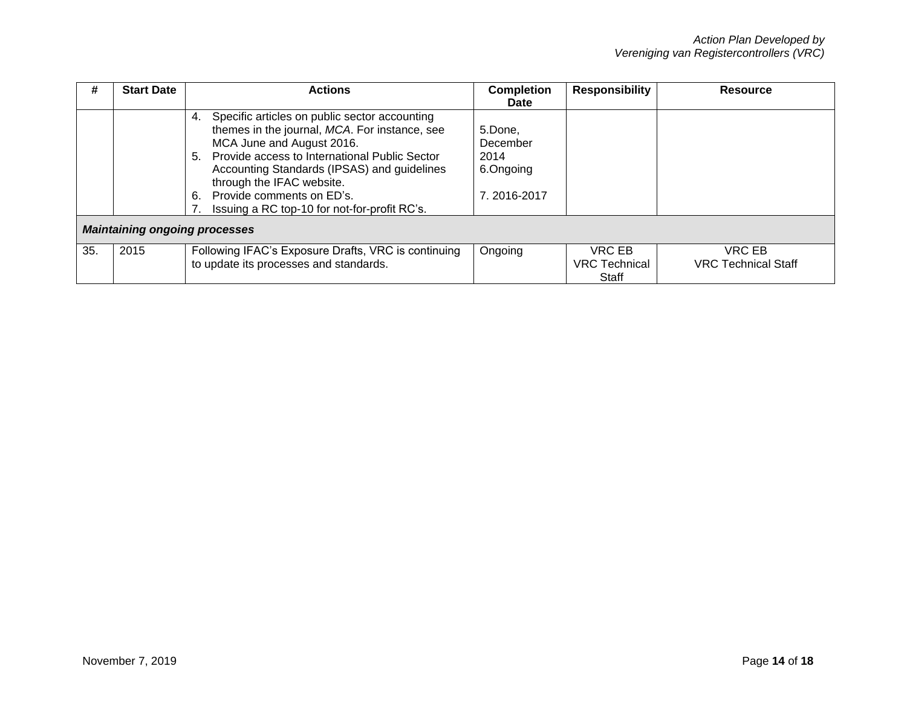| # | Start Date | Actions | Completion Date | Responsibility | Resource |
|---|---|---|---|---|---|
| | | 4. Specific articles on public sector accounting themes in the journal, *MCA*. For instance, see MCA June and August 2016.<br>5. Provide access to International Public Sector Accounting Standards (IPSAS) and guidelines through the IFAC website.<br>6. Provide comments on ED's.<br>7. Issuing a RC top-10 for not-for-profit RC's. | 5.Done, December 2014<br>6.Ongoing<br>7. 2016-2017 | | |
| ***Maintaining ongoing processes*** | | | | | |
| 35. | 2015 | Following IFAC's Exposure Drafts, VRC is continuing to update its processes and standards. | Ongoing | VRC EB<br>VRC Technical Staff | VRC EB<br>VRC Technical Staff |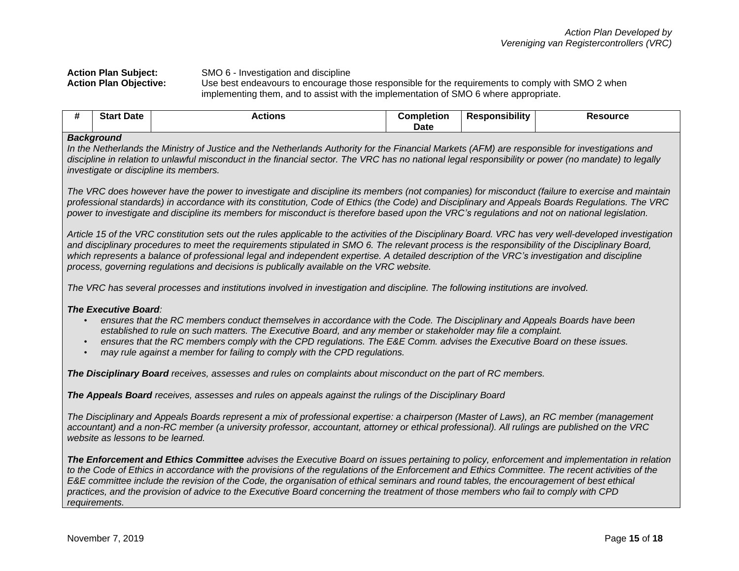*Action Plan Developed by*
*Vereniging van Registercontrollers (VRC)*

**Action Plan Subject:** SMO 6 - Investigation and discipline

**Action Plan Objective:** Use best endeavours to encourage those responsible for the requirements to comply with SMO 2 when implementing them, and to assist with the implementation of SMO 6 where appropriate.

| # | Start Date | Actions | Completion Date | Responsibility | Resource |
|---|---|---|---|---|---|

***Background***

*In the Netherlands the Ministry of Justice and the Netherlands Authority for the Financial Markets (AFM) are responsible for investigations and discipline in relation to unlawful misconduct in the financial sector. The VRC has no national legal responsibility or power (no mandate) to legally investigate or discipline its members.*

*The VRC does however have the power to investigate and discipline its members (not companies) for misconduct (failure to exercise and maintain professional standards) in accordance with its constitution, Code of Ethics (the Code) and Disciplinary and Appeals Boards Regulations. The VRC power to investigate and discipline its members for misconduct is therefore based upon the VRC's regulations and not on national legislation.*

*Article 15 of the VRC constitution sets out the rules applicable to the activities of the Disciplinary Board. VRC has very well-developed investigation and disciplinary procedures to meet the requirements stipulated in SMO 6. The relevant process is the responsibility of the Disciplinary Board, which represents a balance of professional legal and independent expertise. A detailed description of the VRC's investigation and discipline process, governing regulations and decisions is publically available on the VRC website.*

*The VRC has several processes and institutions involved in investigation and discipline. The following institutions are involved.*

***The Executive Board**:*

- *ensures that the RC members conduct themselves in accordance with the Code. The Disciplinary and Appeals Boards have been established to rule on such matters. The Executive Board, and any member or stakeholder may file a complaint.*
- *ensures that the RC members comply with the CPD regulations. The E&E Comm. advises the Executive Board on these issues.*
- *may rule against a member for failing to comply with the CPD regulations.*

***The Disciplinary Board** receives, assesses and rules on complaints about misconduct on the part of RC members.*

***The Appeals Board** receives, assesses and rules on appeals against the rulings of the Disciplinary Board*

*The Disciplinary and Appeals Boards represent a mix of professional expertise: a chairperson (Master of Laws), an RC member (management accountant) and a non-RC member (a university professor, accountant, attorney or ethical professional). All rulings are published on the VRC website as lessons to be learned.*

***The Enforcement and Ethics Committee** advises the Executive Board on issues pertaining to policy, enforcement and implementation in relation to the Code of Ethics in accordance with the provisions of the regulations of the Enforcement and Ethics Committee. The recent activities of the E&E committee include the revision of the Code, the organisation of ethical seminars and round tables, the encouragement of best ethical practices, and the provision of advice to the Executive Board concerning the treatment of those members who fail to comply with CPD requirements.*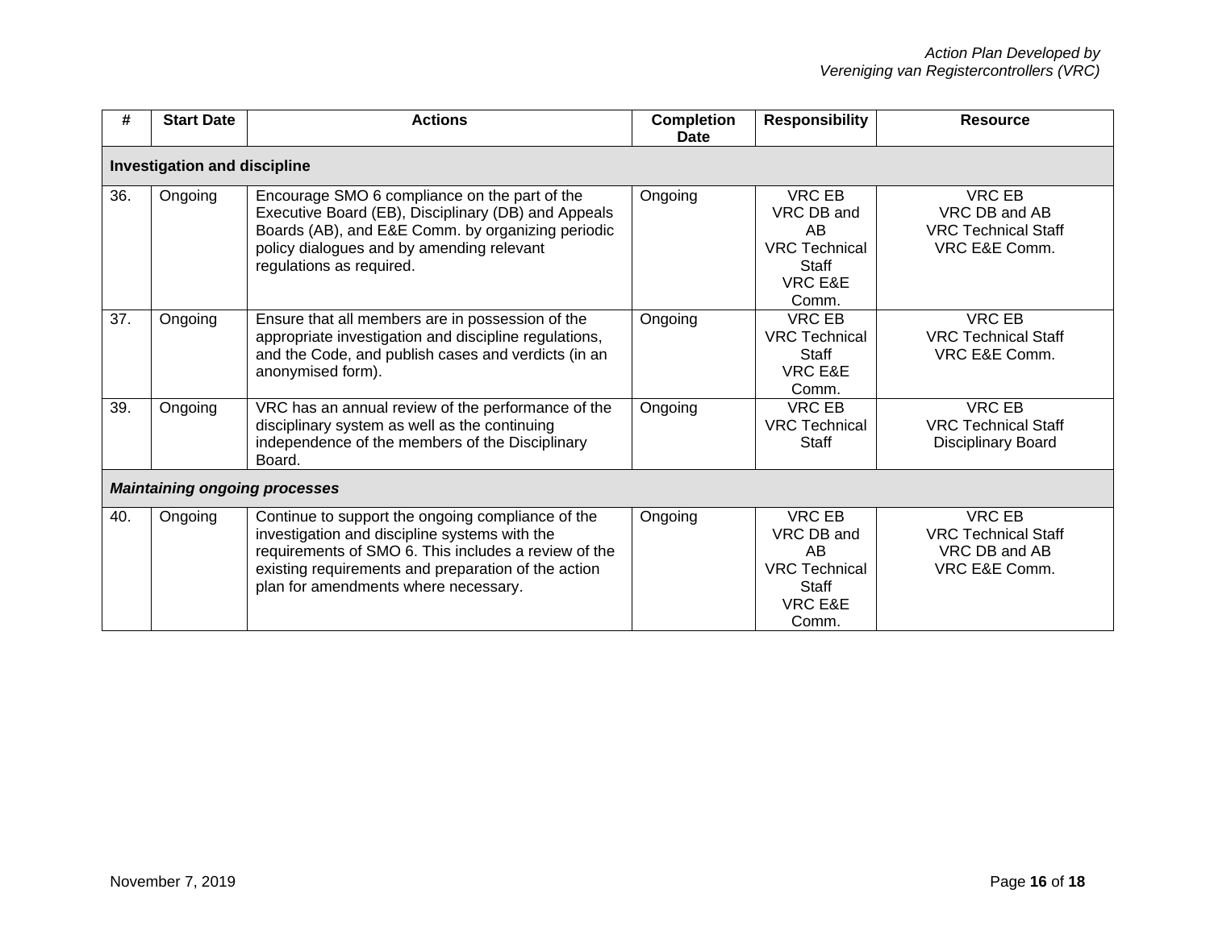| # | Start Date | Actions | Completion Date | Responsibility | Resource |
|---|---|---|---|---|---|
| **Investigation and discipline** | | | | | |
| 36. | Ongoing | Encourage SMO 6 compliance on the part of the Executive Board (EB), Disciplinary (DB) and Appeals Boards (AB), and E&E Comm. by organizing periodic policy dialogues and by amending relevant regulations as required. | Ongoing | VRC EB<br>VRC DB and AB<br>VRC Technical Staff<br>VRC E&E Comm. | VRC EB<br>VRC DB and AB<br>VRC Technical Staff<br>VRC E&E Comm. |
| 37. | Ongoing | Ensure that all members are in possession of the appropriate investigation and discipline regulations, and the Code, and publish cases and verdicts (in an anonymised form). | Ongoing | VRC EB<br>VRC Technical Staff<br>VRC E&E Comm. | VRC EB<br>VRC Technical Staff<br>VRC E&E Comm. |
| 39. | Ongoing | VRC has an annual review of the performance of the disciplinary system as well as the continuing independence of the members of the Disciplinary Board. | Ongoing | VRC EB<br>VRC Technical Staff | VRC EB<br>VRC Technical Staff<br>Disciplinary Board |
| ***Maintaining ongoing processes*** | | | | | |
| 40. | Ongoing | Continue to support the ongoing compliance of the investigation and discipline systems with the requirements of SMO 6. This includes a review of the existing requirements and preparation of the action plan for amendments where necessary. | Ongoing | VRC EB<br>VRC DB and AB<br>VRC Technical Staff<br>VRC E&E Comm. | VRC EB<br>VRC Technical Staff<br>VRC DB and AB<br>VRC E&E Comm. |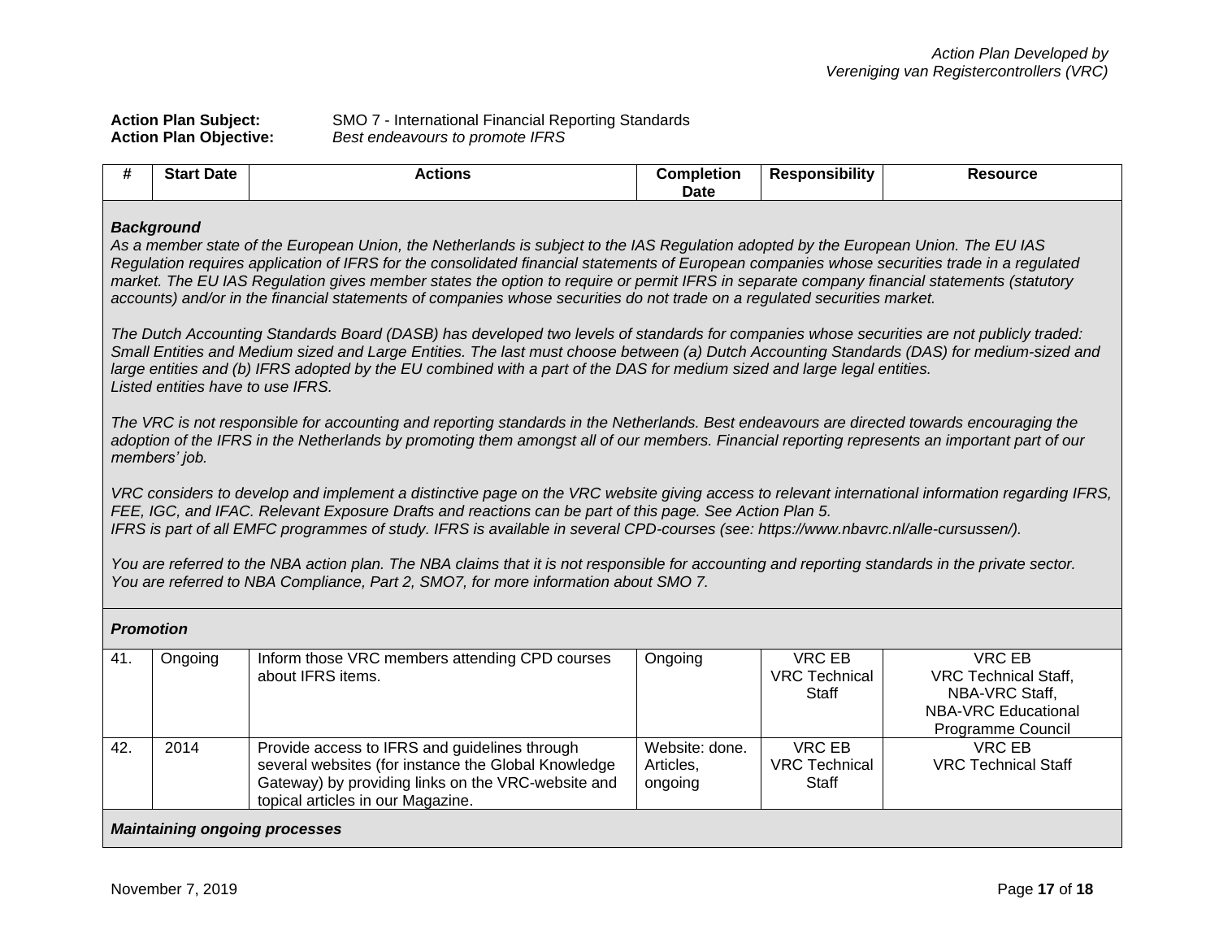*Action Plan Developed by Vereniging van Registercontrollers (VRC)*

**Action Plan Subject:** SMO 7 - International Financial Reporting Standards
**Action Plan Objective:** *Best endeavours to promote IFRS*

| # | Start Date | Actions | Completion Date | Responsibility | Resource |
|---|---|---|---|---|---|
| ***Background*** *As a member state of the European Union, the Netherlands is subject to the IAS Regulation adopted by the European Union. The EU IAS Regulation requires application of IFRS for the consolidated financial statements of European companies whose securities trade in a regulated market. The EU IAS Regulation gives member states the option to require or permit IFRS in separate company financial statements (statutory accounts) and/or in the financial statements of companies whose securities do not trade on a regulated securities market.* *The Dutch Accounting Standards Board (DASB) has developed two levels of standards for companies whose securities are not publicly traded: Small Entities and Medium sized and Large Entities. The last must choose between (a) Dutch Accounting Standards (DAS) for medium-sized and large entities and (b) IFRS adopted by the EU combined with a part of the DAS for medium sized and large legal entities. Listed entities have to use IFRS.* *The VRC is not responsible for accounting and reporting standards in the Netherlands. Best endeavours are directed towards encouraging the adoption of the IFRS in the Netherlands by promoting them amongst all of our members. Financial reporting represents an important part of our members' job.* *VRC considers to develop and implement a distinctive page on the VRC website giving access to relevant international information regarding IFRS, FEE, IGC, and IFAC. Relevant Exposure Drafts and reactions can be part of this page. See Action Plan 5. IFRS is part of all EMFC programmes of study. IFRS is available in several CPD-courses (see: https://www.nbavrc.nl/alle-cursussen/).* *You are referred to the NBA action plan. The NBA claims that it is not responsible for accounting and reporting standards in the private sector. You are referred to NBA Compliance, Part 2, SMO7, for more information about SMO 7.* | | | | | |
| ***Promotion*** | | | | | |
| 41. | Ongoing | Inform those VRC members attending CPD courses about IFRS items. | Ongoing | VRC EB<br>VRC Technical Staff | VRC EB<br>VRC Technical Staff,<br>NBA-VRC Staff,<br>NBA-VRC Educational Programme Council |
| 42. | 2014 | Provide access to IFRS and guidelines through several websites (for instance the Global Knowledge Gateway) by providing links on the VRC-website and topical articles in our Magazine. | Website: done.<br>Articles, ongoing | VRC EB<br>VRC Technical Staff | VRC EB<br>VRC Technical Staff |
| ***Maintaining ongoing processes*** | | | | | |

November 7, 2019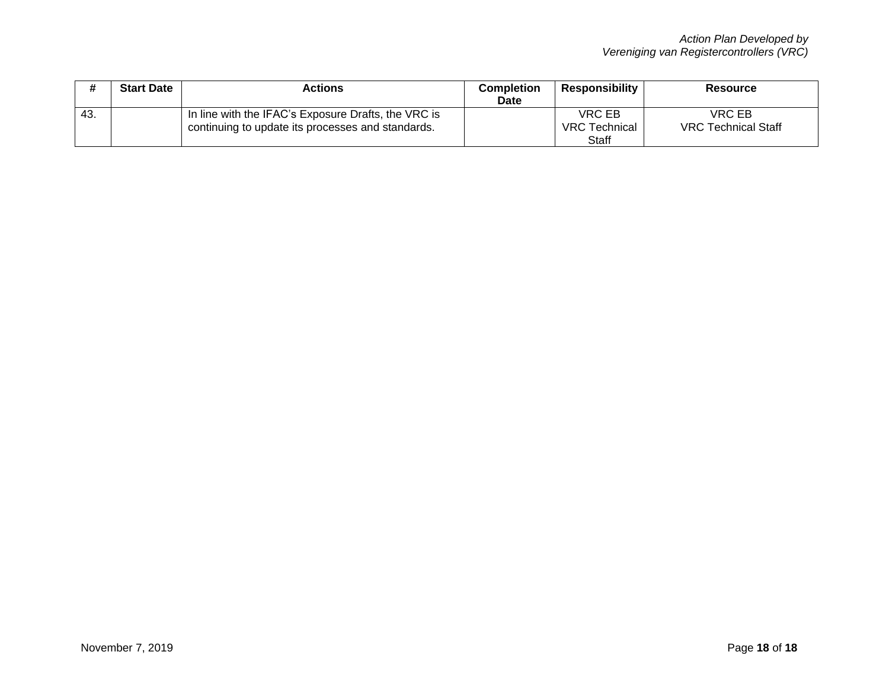| # | Start Date | Actions | Completion Date | Responsibility | Resource |
|---|---|---|---|---|---|
| 43. | | In line with the IFAC's Exposure Drafts, the VRC is continuing to update its processes and standards. | | VRC EB<br>VRC Technical Staff | VRC EB<br>VRC Technical Staff |